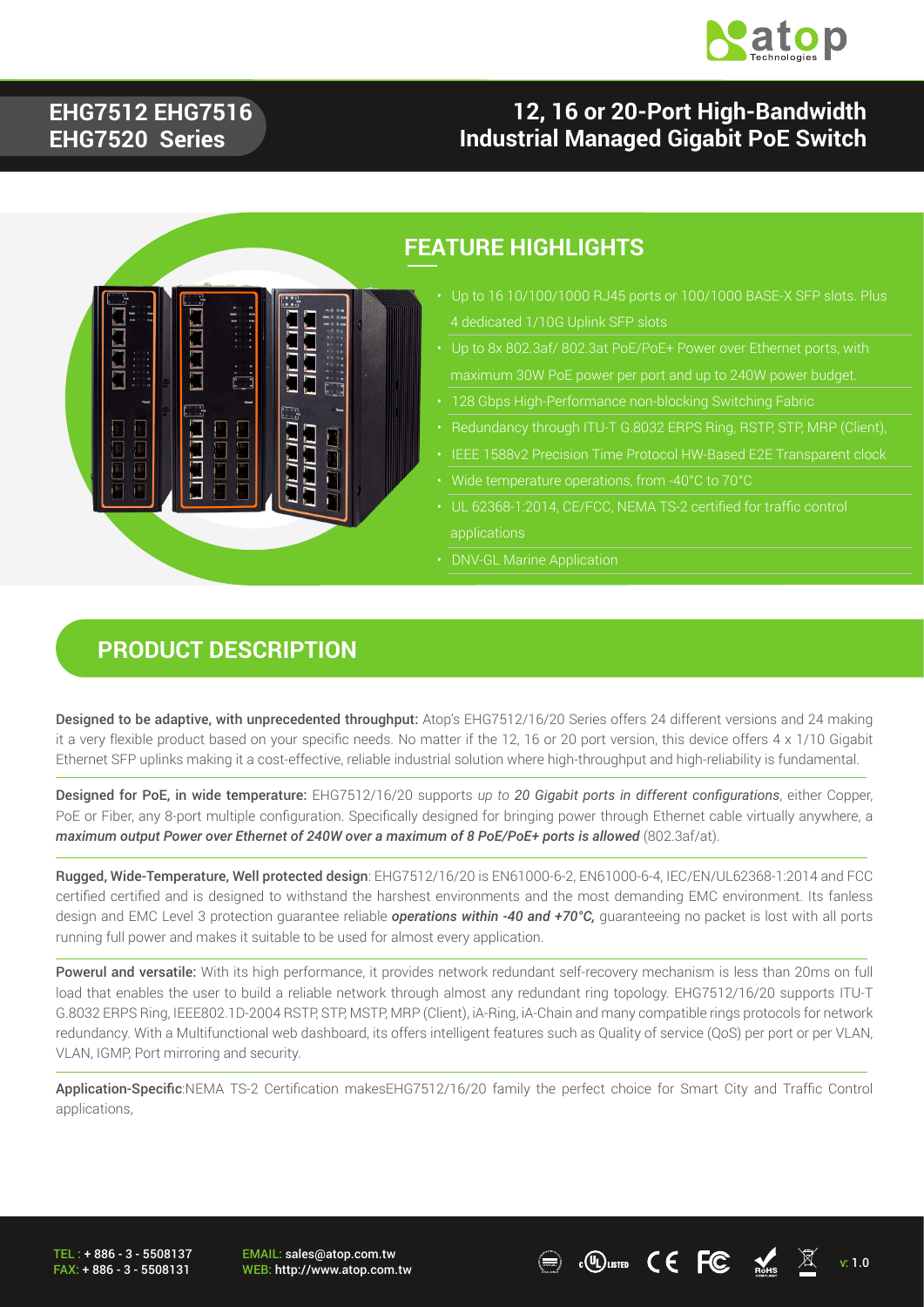# EHG7512 EHG7516 EHG7520 Series

# 12, 16 or 20-Port High-Bandwidth Industrial Managed Gigabit PoE Switch

## FEATURE HIGHLIGHTS

- Up to 16 10/100/1000 RJ45 ports or 100/1000 BASE-X SFP slots. Plus 4 dedicated 1/10G Uplink SFP slots
- Up to 8x 802.3af/ 802.3at PoE/PoE+ Power over Ethernet ports, with maximum 30W PoE power per port and up to 240W power budget.
- 128 Gbps High-Performance non-blocking Switching Fabric
- Redundancy through ITU-T G.8032 ERPS Ring, RSTP, STP, MRP (Client),
- IEEE 1588v2 Precision Time Protocol HW-Based E2E Transparent clock
- Wide temperature operations, from -40°C to 70°C
- UL 62368-1:2014, CE/FCC, NEMA TS-2 certified for traffic control applications
- DNV-GL Marine Application

## PRODUCT DESCRIPTION

**Designed to be adaptive, with unprecedented throughput:** Atop's EHG7512/16/20 Series offers 24 different versions and 24 making it a very flexible product based on your specific needs. No matter if the 12, 16 or 20 port version, this device offers 4 x 1/10 Gigabit Ethernet SFP uplinks making it a cost-effective, reliable industrial solution where high-throughput and high-reliability is fundamental.

**Designed for PoE, in wide temperature:** EHG7512/16/20 supports *up to **20 Gigabit ports in different configurations***, either Copper, PoE or Fiber, any 8-port multiple configuration. Specifically designed for bringing power through Ethernet cable virtually anywhere, a ***maximum output Power over Ethernet of 240W over a maximum of 8 PoE/PoE+ ports is allowed*** (802.3af/at).

**Rugged, Wide-Temperature, Well protected design**: EHG7512/16/20 is EN61000-6-2, EN61000-6-4, IEC/EN/UL62368-1:2014 and FCC certified certified and is designed to withstand the harshest environments and the most demanding EMC environment. Its fanless design and EMC Level 3 protection guarantee reliable ***operations within -40 and +70°C,*** guaranteeing no packet is lost with all ports running full power and makes it suitable to be used for almost every application.

**Powerul and versatile:** With its high performance, it provides network redundant self-recovery mechanism is less than 20ms on full load that enables the user to build a reliable network through almost any redundant ring topology. EHG7512/16/20 supports ITU-T G.8032 ERPS Ring, IEEE802.1D-2004 RSTP, STP, MSTP, MRP (Client), iA-Ring, iA-Chain and many compatible rings protocols for network redundancy. With a Multifunctional web dashboard, its offers intelligent features such as Quality of service (QoS) per port or per VLAN, VLAN, IGMP, Port mirroring and security.

**Application-Specific**:NEMA TS-2 Certification makesEHG7512/16/20 family the perfect choice for Smart City and Traffic Control applications,

TEL : + 886 - 3 - 5508137
FAX: + 886 - 3 - 5508131

EMAIL: sales@atop.com.tw
WEB: http://www.atop.com.tw

v: 1.0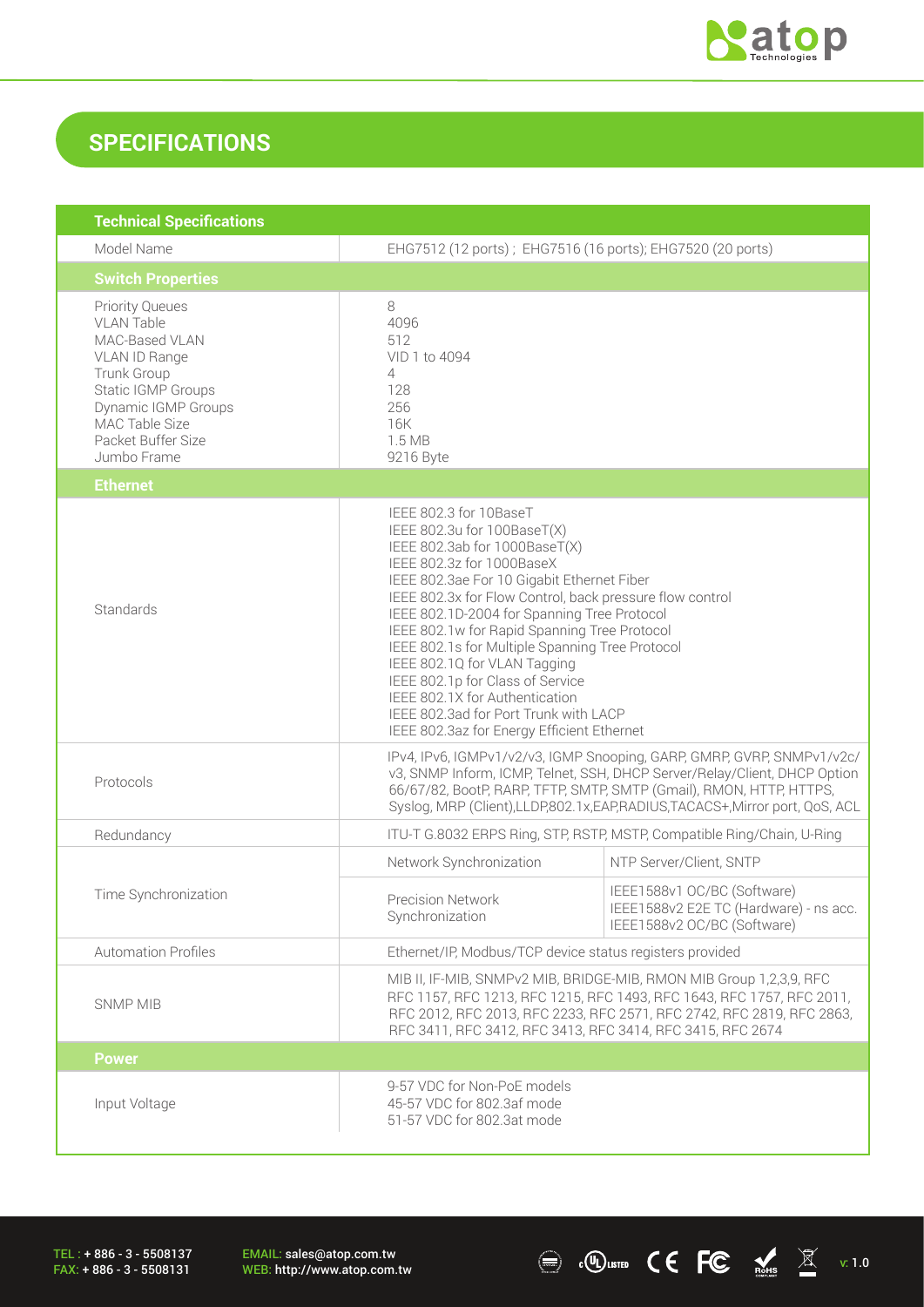## SPECIFICATIONS

| Technical Specifications | | |
|---|---|---|
| Model Name | EHG7512 (12 ports) ; EHG7516 (16 ports); EHG7520 (20 ports) | |
| **Switch Properties** | | |
| Priority Queues<br>VLAN Table<br>MAC-Based VLAN<br>VLAN ID Range<br>Trunk Group<br>Static IGMP Groups<br>Dynamic IGMP Groups<br>MAC Table Size<br>Packet Buffer Size<br>Jumbo Frame | 8<br>4096<br>512<br>VID 1 to 4094<br>4<br>128<br>256<br>16K<br>1.5 MB<br>9216 Byte | |
| **Ethernet** | | |
| Standards | IEEE 802.3 for 10BaseT<br>IEEE 802.3u for 100BaseT(X)<br>IEEE 802.3ab for 1000BaseT(X)<br>IEEE 802.3z for 1000BaseX<br>IEEE 802.3ae For 10 Gigabit Ethernet Fiber<br>IEEE 802.3x for Flow Control, back pressure flow control<br>IEEE 802.1D-2004 for Spanning Tree Protocol<br>IEEE 802.1w for Rapid Spanning Tree Protocol<br>IEEE 802.1s for Multiple Spanning Tree Protocol<br>IEEE 802.1Q for VLAN Tagging<br>IEEE 802.1p for Class of Service<br>IEEE 802.1X for Authentication<br>IEEE 802.3ad for Port Trunk with LACP<br>IEEE 802.3az for Energy Efficient Ethernet | |
| Protocols | IPv4, IPv6, IGMPv1/v2/v3, IGMP Snooping, GARP, GMRP, GVRP, SNMPv1/v2c/v3, SNMP Inform, ICMP, Telnet, SSH, DHCP Server/Relay/Client, DHCP Option 66/67/82, BootP, RARP, TFTP, SMTP, SMTP (Gmail), RMON, HTTP, HTTPS, Syslog, MRP (Client),LLDP,802.1x,EAP,RADIUS,TACACS+,Mirror port, QoS, ACL | |
| Redundancy | ITU-T G.8032 ERPS Ring, STP, RSTP, MSTP, Compatible Ring/Chain, U-Ring | |
| Time Synchronization | Network Synchronization | NTP Server/Client, SNTP |
| | Precision Network Synchronization | IEEE1588v1 OC/BC (Software)<br>IEEE1588v2 E2E TC (Hardware) - ns acc.<br>IEEE1588v2 OC/BC (Software) |
| Automation Profiles | Ethernet/IP, Modbus/TCP device status registers provided | |
| SNMP MIB | MIB II, IF-MIB, SNMPv2 MIB, BRIDGE-MIB, RMON MIB Group 1,2,3,9, RFC RFC 1157, RFC 1213, RFC 1215, RFC 1493, RFC 1643, RFC 1757, RFC 2011, RFC 2012, RFC 2013, RFC 2233, RFC 2571, RFC 2742, RFC 2819, RFC 2863, RFC 3411, RFC 3412, RFC 3413, RFC 3414, RFC 3415, RFC 2674 | |
| **Power** | | |
| Input Voltage | 9-57 VDC for Non-PoE models<br>45-57 VDC for 802.3af mode<br>51-57 VDC for 802.3at mode | |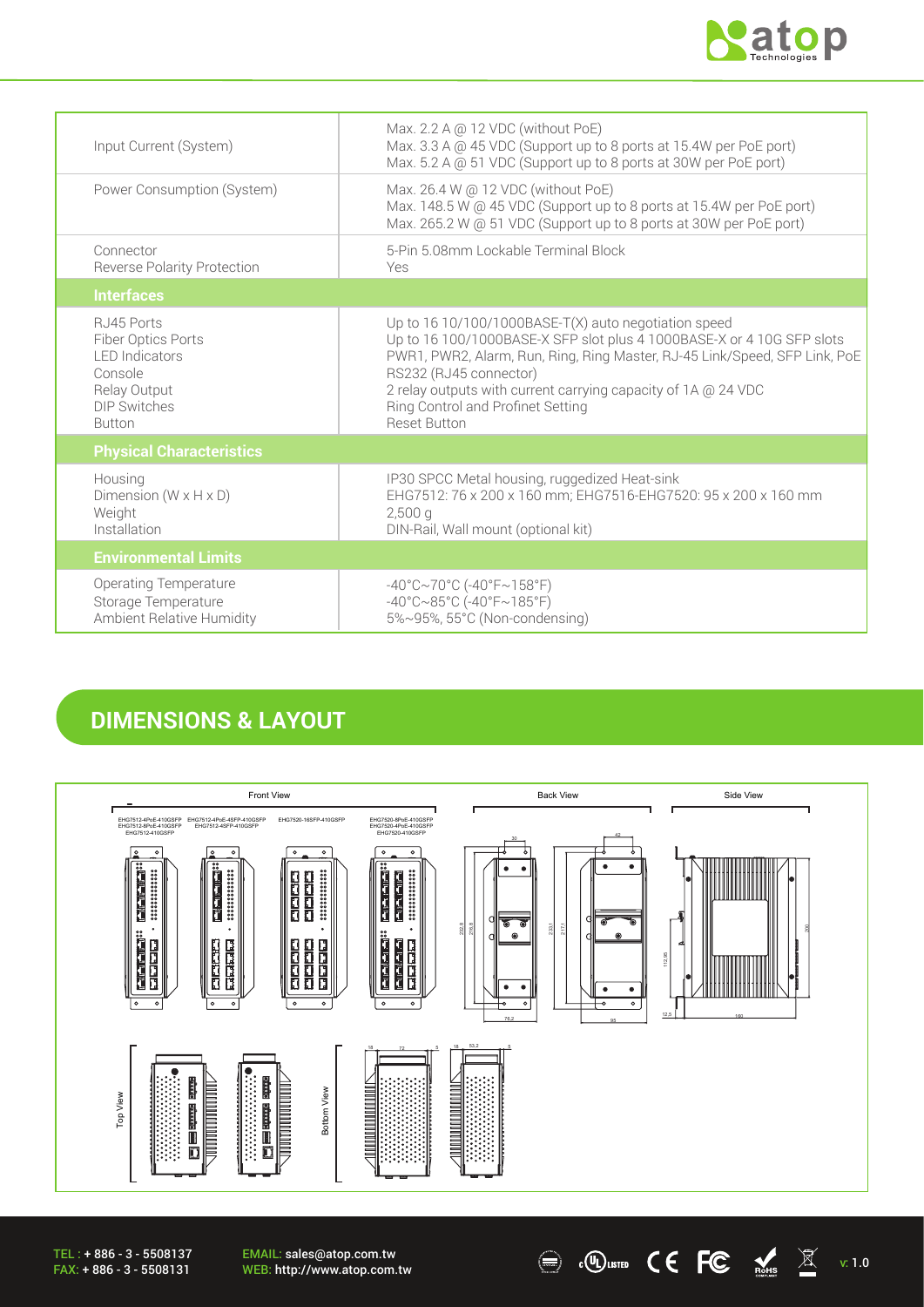| | |
|---|---|
| Input Current (System) | Max. 2.2 A @ 12 VDC (without PoE)<br>Max. 3.3 A @ 45 VDC (Support up to 8 ports at 15.4W per PoE port)<br>Max. 5.2 A @ 51 VDC (Support up to 8 ports at 30W per PoE port) |
| Power Consumption (System) | Max. 26.4 W @ 12 VDC (without PoE)<br>Max. 148.5 W @ 45 VDC (Support up to 8 ports at 15.4W per PoE port)<br>Max. 265.2 W @ 51 VDC (Support up to 8 ports at 30W per PoE port) |
| Connector<br>Reverse Polarity Protection | 5-Pin 5.08mm Lockable Terminal Block<br>Yes |
| **Interfaces** | |
| RJ45 Ports<br>Fiber Optics Ports<br>LED Indicators<br>Console<br>Relay Output<br>DIP Switches<br>Button | Up to 16 10/100/1000BASE-T(X) auto negotiation speed<br>Up to 16 100/1000BASE-X SFP slot plus 4 1000BASE-X or 4 10G SFP slots<br>PWR1, PWR2, Alarm, Run, Ring, Ring Master, RJ-45 Link/Speed, SFP Link, PoE<br>RS232 (RJ45 connector)<br>2 relay outputs with current carrying capacity of 1A @ 24 VDC<br>Ring Control and Profinet Setting<br>Reset Button |
| **Physical Characteristics** | |
| Housing<br>Dimension (W x H x D)<br>Weight<br>Installation | IP30 SPCC Metal housing, ruggedized Heat-sink<br>EHG7512: 76 x 200 x 160 mm; EHG7516-EHG7520: 95 x 200 x 160 mm<br>2,500 g<br>DIN-Rail, Wall mount (optional kit) |
| **Environmental Limits** | |
| Operating Temperature<br>Storage Temperature<br>Ambient Relative Humidity | -40°C~70°C (-40°F~158°F)<br>-40°C~85°C (-40°F~185°F)<br>5%~95%, 55°C (Non-condensing) |

## DIMENSIONS & LAYOUT

Front View

EHG7512-4PoE-410GSFP EHG7512-8PoE-410GSFP EHG7512-410GSFP

EHG7512-4PoE-4SFP-410GSFP EHG7512-4SFP-410GSFP

EHG7520-16SFP-410GSFP

EHG7520-8PoE-410GSFP EHG7520-4PoE-410GSFP EHG7520-410GSFP

Back View

Side View

Top View

Bottom View

TEL : + 886 - 3 - 5508137
FAX: + 886 - 3 - 5508131

EMAIL: sales@atop.com.tw
WEB: http://www.atop.com.tw

v: 1.0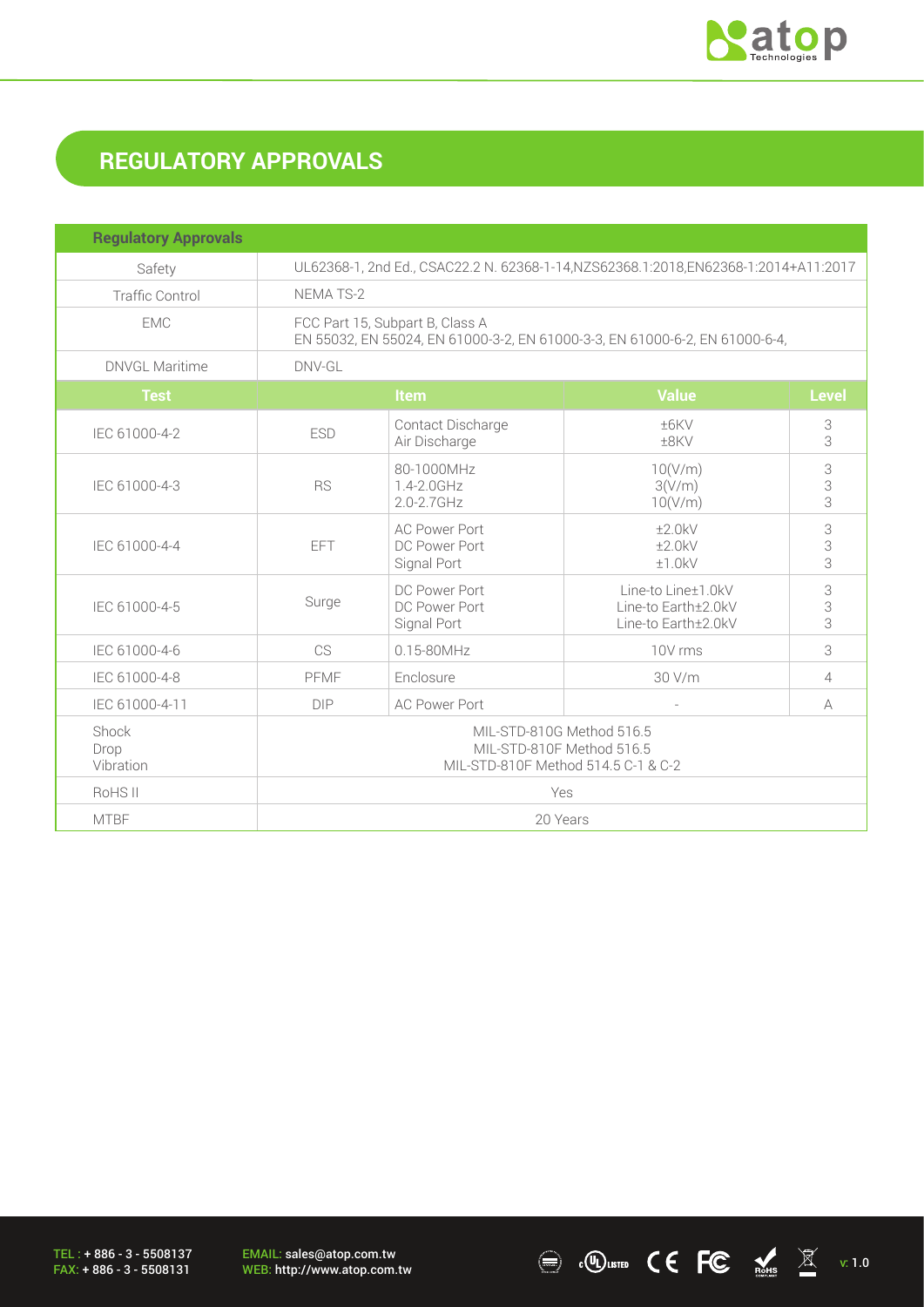## REGULATORY APPROVALS

| Regulatory Approvals | | | | |
|---|---|---|---|---|
| Safety | UL62368-1, 2nd Ed., CSAC22.2 N. 62368-1-14,NZS62368.1:2018,EN62368-1:2014+A11:2017 | | | |
| Traffic Control | NEMA TS-2 | | | |
| EMC | FCC Part 15, Subpart B, Class A<br>EN 55032, EN 55024, EN 61000-3-2, EN 61000-3-3, EN 61000-6-2, EN 61000-6-4, | | | |
| DNVGL Maritime | DNV-GL | | | |
| **Test** | **Item** | | **Value** | **Level** |
| IEC 61000-4-2 | ESD | Contact Discharge<br>Air Discharge | ±6KV<br>±8KV | 3<br>3 |
| IEC 61000-4-3 | RS | 80-1000MHz<br>1.4-2.0GHz<br>2.0-2.7GHz | 10(V/m)<br>3(V/m)<br>10(V/m) | 3<br>3<br>3 |
| IEC 61000-4-4 | EFT | AC Power Port<br>DC Power Port<br>Signal Port | ±2.0kV<br>±2.0kV<br>±1.0kV | 3<br>3<br>3 |
| IEC 61000-4-5 | Surge | DC Power Port<br>DC Power Port<br>Signal Port | Line-to Line±1.0kV<br>Line-to Earth±2.0kV<br>Line-to Earth±2.0kV | 3<br>3<br>3 |
| IEC 61000-4-6 | CS | 0.15-80MHz | 10V rms | 3 |
| IEC 61000-4-8 | PFMF | Enclosure | 30 V/m | 4 |
| IEC 61000-4-11 | DIP | AC Power Port | - | A |
| Shock<br>Drop<br>Vibration | MIL-STD-810G Method 516.5<br>MIL-STD-810F Method 516.5<br>MIL-STD-810F Method 514.5 C-1 & C-2 | | | |
| RoHS II | Yes | | | |
| MTBF | 20 Years | | | |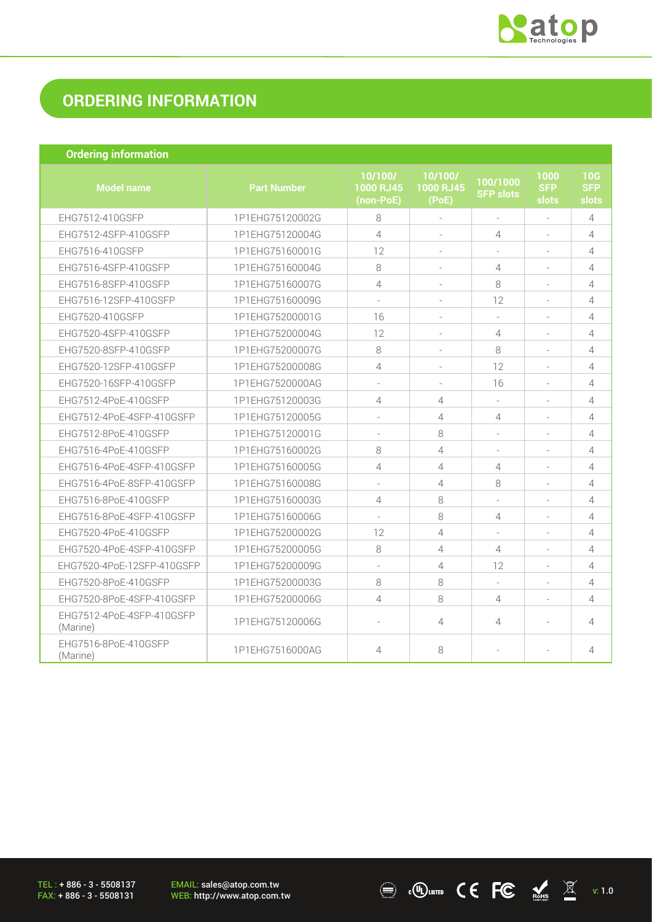## ORDERING INFORMATION

### Ordering information

| Model name | Part Number | 10/100/1000 RJ45 (non-PoE) | 10/100/1000 RJ45 (PoE) | 100/1000 SFP slots | 1000 SFP slots | 10G SFP slots |
|---|---|---|---|---|---|---|
| EHG7512-410GSFP | 1P1EHG75120002G | 8 | - | - | - | 4 |
| EHG7512-4SFP-410GSFP | 1P1EHG75120004G | 4 | - | 4 | - | 4 |
| EHG7516-410GSFP | 1P1EHG75160001G | 12 | - | - | - | 4 |
| EHG7516-4SFP-410GSFP | 1P1EHG75160004G | 8 | - | 4 | - | 4 |
| EHG7516-8SFP-410GSFP | 1P1EHG75160007G | 4 | - | 8 | - | 4 |
| EHG7516-12SFP-410GSFP | 1P1EHG75160009G | - | - | 12 | - | 4 |
| EHG7520-410GSFP | 1P1EHG75200001G | 16 | - | - | - | 4 |
| EHG7520-4SFP-410GSFP | 1P1EHG75200004G | 12 | - | 4 | - | 4 |
| EHG7520-8SFP-410GSFP | 1P1EHG75200007G | 8 | - | 8 | - | 4 |
| EHG7520-12SFP-410GSFP | 1P1EHG75200008G | 4 | - | 12 | - | 4 |
| EHG7520-16SFP-410GSFP | 1P1EHG7520000AG | - | - | 16 | - | 4 |
| EHG7512-4PoE-410GSFP | 1P1EHG75120003G | 4 | 4 | - | - | 4 |
| EHG7512-4PoE-4SFP-410GSFP | 1P1EHG75120005G | - | 4 | 4 | - | 4 |
| EHG7512-8PoE-410GSFP | 1P1EHG75120001G | - | 8 | - | - | 4 |
| EHG7516-4PoE-410GSFP | 1P1EHG75160002G | 8 | 4 | - | - | 4 |
| EHG7516-4PoE-4SFP-410GSFP | 1P1EHG75160005G | 4 | 4 | 4 | - | 4 |
| EHG7516-4PoE-8SFP-410GSFP | 1P1EHG75160008G | - | 4 | 8 | - | 4 |
| EHG7516-8PoE-410GSFP | 1P1EHG75160003G | 4 | 8 | - | - | 4 |
| EHG7516-8PoE-4SFP-410GSFP | 1P1EHG75160006G | - | 8 | 4 | - | 4 |
| EHG7520-4PoE-410GSFP | 1P1EHG75200002G | 12 | 4 | - | - | 4 |
| EHG7520-4PoE-4SFP-410GSFP | 1P1EHG75200005G | 8 | 4 | 4 | - | 4 |
| EHG7520-4PoE-12SFP-410GSFP | 1P1EHG75200009G | - | 4 | 12 | - | 4 |
| EHG7520-8PoE-410GSFP | 1P1EHG75200003G | 8 | 8 | - | - | 4 |
| EHG7520-8PoE-4SFP-410GSFP | 1P1EHG75200006G | 4 | 8 | 4 | - | 4 |
| EHG7512-4PoE-4SFP-410GSFP (Marine) | 1P1EHG75120006G | - | 4 | 4 | - | 4 |
| EHG7516-8PoE-410GSFP (Marine) | 1P1EHG7516000AG | 4 | 8 | - | - | 4 |

TEL : + 886 - 3 - 5508137
FAX: + 886 - 3 - 5508131

EMAIL: sales@atop.com.tw
WEB: http://www.atop.com.tw

v: 1.0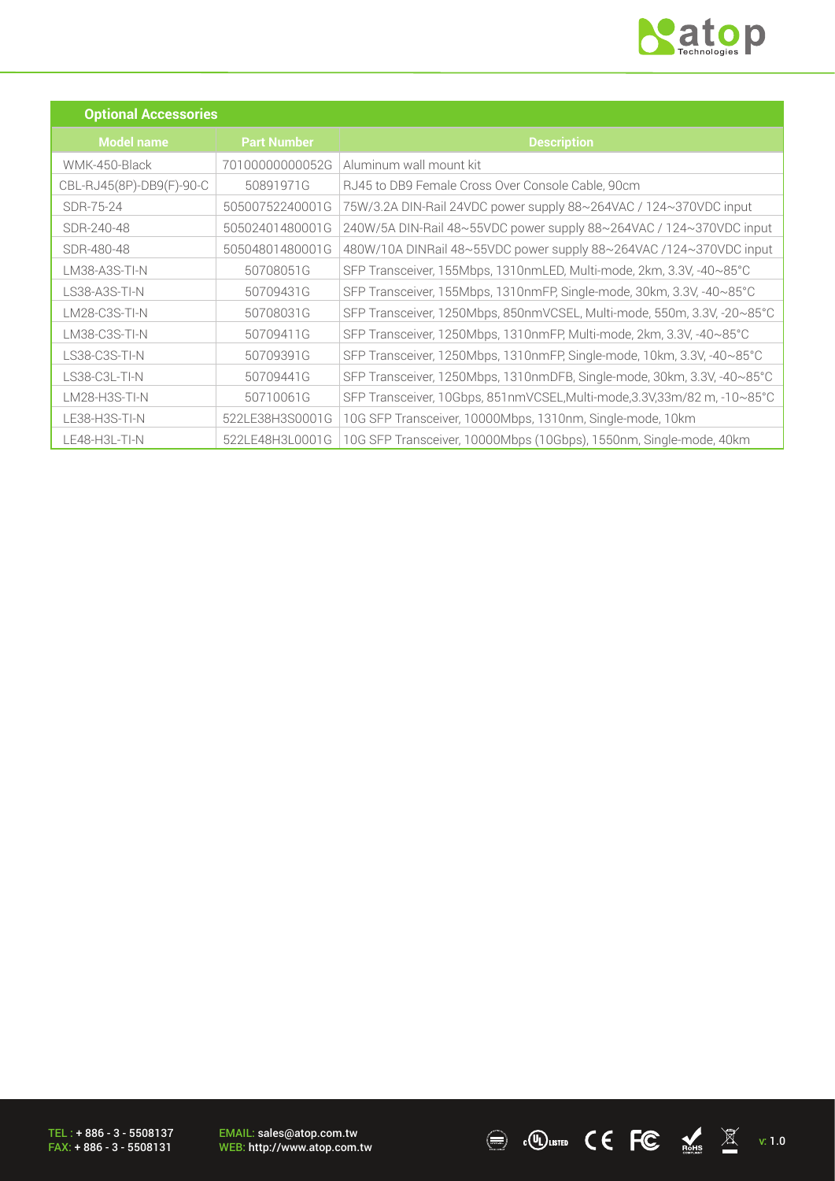## Optional Accessories

| Model name | Part Number | Description |
| --- | --- | --- |
| WMK-450-Black | 70100000000052G | Aluminum wall mount kit |
| CBL-RJ45(8P)-DB9(F)-90-C | 50891971G | RJ45 to DB9 Female Cross Over Console Cable, 90cm |
| SDR-75-24 | 50500752240001G | 75W/3.2A DIN-Rail 24VDC power supply 88~264VAC / 124~370VDC input |
| SDR-240-48 | 50502401480001G | 240W/5A DIN-Rail 48~55VDC power supply 88~264VAC / 124~370VDC input |
| SDR-480-48 | 50504801480001G | 480W/10A DINRail 48~55VDC power supply 88~264VAC /124~370VDC input |
| LM38-A3S-TI-N | 50708051G | SFP Transceiver, 155Mbps, 1310nmLED, Multi-mode, 2km, 3.3V, -40~85°C |
| LS38-A3S-TI-N | 50709431G | SFP Transceiver, 155Mbps, 1310nmFP, Single-mode, 30km, 3.3V, -40~85°C |
| LM28-C3S-TI-N | 50708031G | SFP Transceiver, 1250Mbps, 850nmVCSEL, Multi-mode, 550m, 3.3V, -20~85°C |
| LM38-C3S-TI-N | 50709411G | SFP Transceiver, 1250Mbps, 1310nmFP, Multi-mode, 2km, 3.3V, -40~85°C |
| LS38-C3S-TI-N | 50709391G | SFP Transceiver, 1250Mbps, 1310nmFP, Single-mode, 10km, 3.3V, -40~85°C |
| LS38-C3L-TI-N | 50709441G | SFP Transceiver, 1250Mbps, 1310nmDFB, Single-mode, 30km, 3.3V, -40~85°C |
| LM28-H3S-TI-N | 50710061G | SFP Transceiver, 10Gbps, 851nmVCSEL,Multi-mode,3.3V,33m/82 m, -10~85°C |
| LE38-H3S-TI-N | 522LE38H3S0001G | 10G SFP Transceiver, 10000Mbps, 1310nm, Single-mode, 10km |
| LE48-H3L-TI-N | 522LE48H3L0001G | 10G SFP Transceiver, 10000Mbps (10Gbps), 1550nm, Single-mode, 40km |

TEL : + 886 - 3 - 5508137
FAX: + 886 - 3 - 5508131

EMAIL: sales@atop.com.tw
WEB: http://www.atop.com.tw

v: 1.0